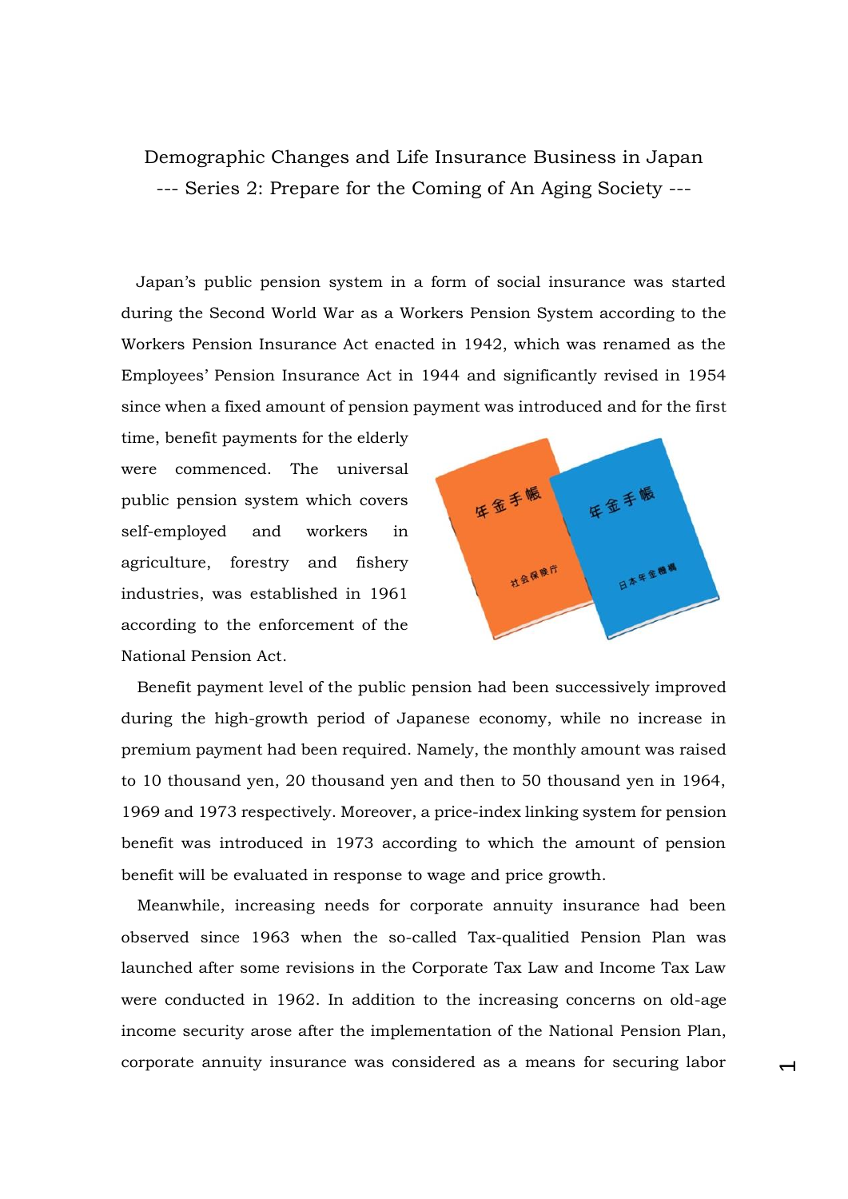# Demographic Changes and Life Insurance Business in Japan
## --- Series 2: Prepare for the Coming of An Aging Society ---

Japan's public pension system in a form of social insurance was started during the Second World War as a Workers Pension System according to the Workers Pension Insurance Act enacted in 1942, which was renamed as the Employees' Pension Insurance Act in 1944 and significantly revised in 1954 since when a fixed amount of pension payment was introduced and for the first time, benefit payments for the elderly were commenced. The universal public pension system which covers self-employed and workers in agriculture, forestry and fishery industries, was established in 1961 according to the enforcement of the National Pension Act.

Benefit payment level of the public pension had been successively improved during the high-growth period of Japanese economy, while no increase in premium payment had been required. Namely, the monthly amount was raised to 10 thousand yen, 20 thousand yen and then to 50 thousand yen in 1964, 1969 and 1973 respectively. Moreover, a price-index linking system for pension benefit was introduced in 1973 according to which the amount of pension benefit will be evaluated in response to wage and price growth.

Meanwhile, increasing needs for corporate annuity insurance had been observed since 1963 when the so-called Tax-qualitied Pension Plan was launched after some revisions in the Corporate Tax Law and Income Tax Law were conducted in 1962. In addition to the increasing concerns on old-age income security arose after the implementation of the National Pension Plan, corporate annuity insurance was considered as a means for securing labor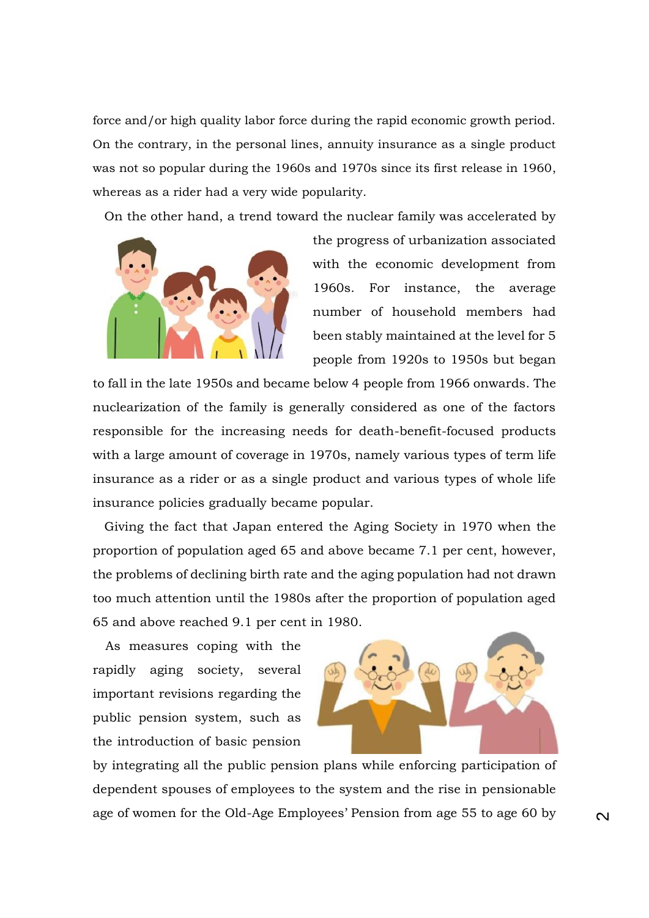force and/or high quality labor force during the rapid economic growth period. On the contrary, in the personal lines, annuity insurance as a single product was not so popular during the 1960s and 1970s since its first release in 1960, whereas as a rider had a very wide popularity.

On the other hand, a trend toward the nuclear family was accelerated by the progress of urbanization associated with the economic development from 1960s. For instance, the average number of household members had been stably maintained at the level for 5 people from 1920s to 1950s but began to fall in the late 1950s and became below 4 people from 1966 onwards. The nuclearization of the family is generally considered as one of the factors responsible for the increasing needs for death-benefit-focused products with a large amount of coverage in 1970s, namely various types of term life insurance as a rider or as a single product and various types of whole life insurance policies gradually became popular.

Giving the fact that Japan entered the Aging Society in 1970 when the proportion of population aged 65 and above became 7.1 per cent, however, the problems of declining birth rate and the aging population had not drawn too much attention until the 1980s after the proportion of population aged 65 and above reached 9.1 per cent in 1980.

As measures coping with the rapidly aging society, several important revisions regarding the public pension system, such as the introduction of basic pension by integrating all the public pension plans while enforcing participation of dependent spouses of employees to the system and the rise in pensionable age of women for the Old-Age Employees' Pension from age 55 to age 60 by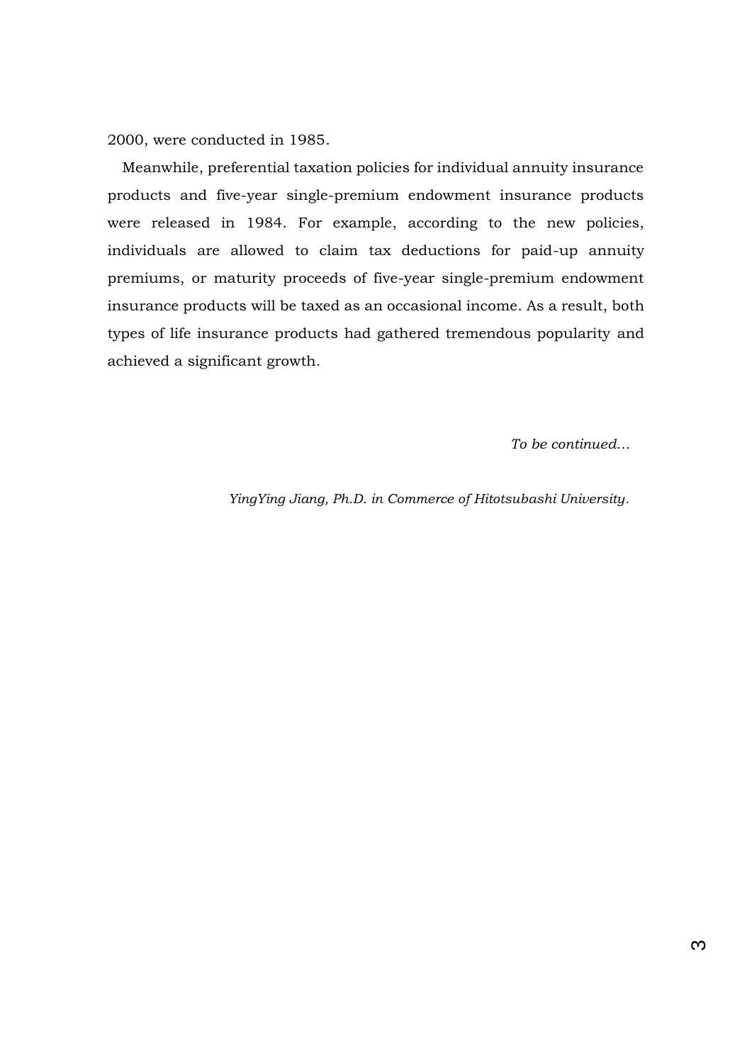2000, were conducted in 1985.

Meanwhile, preferential taxation policies for individual annuity insurance products and five-year single-premium endowment insurance products were released in 1984. For example, according to the new policies, individuals are allowed to claim tax deductions for paid-up annuity premiums, or maturity proceeds of five-year single-premium endowment insurance products will be taxed as an occasional income. As a result, both types of life insurance products had gathered tremendous popularity and achieved a significant growth.

*To be continued…*

*YingYing Jiang, Ph.D. in Commerce of Hitotsubashi University.*